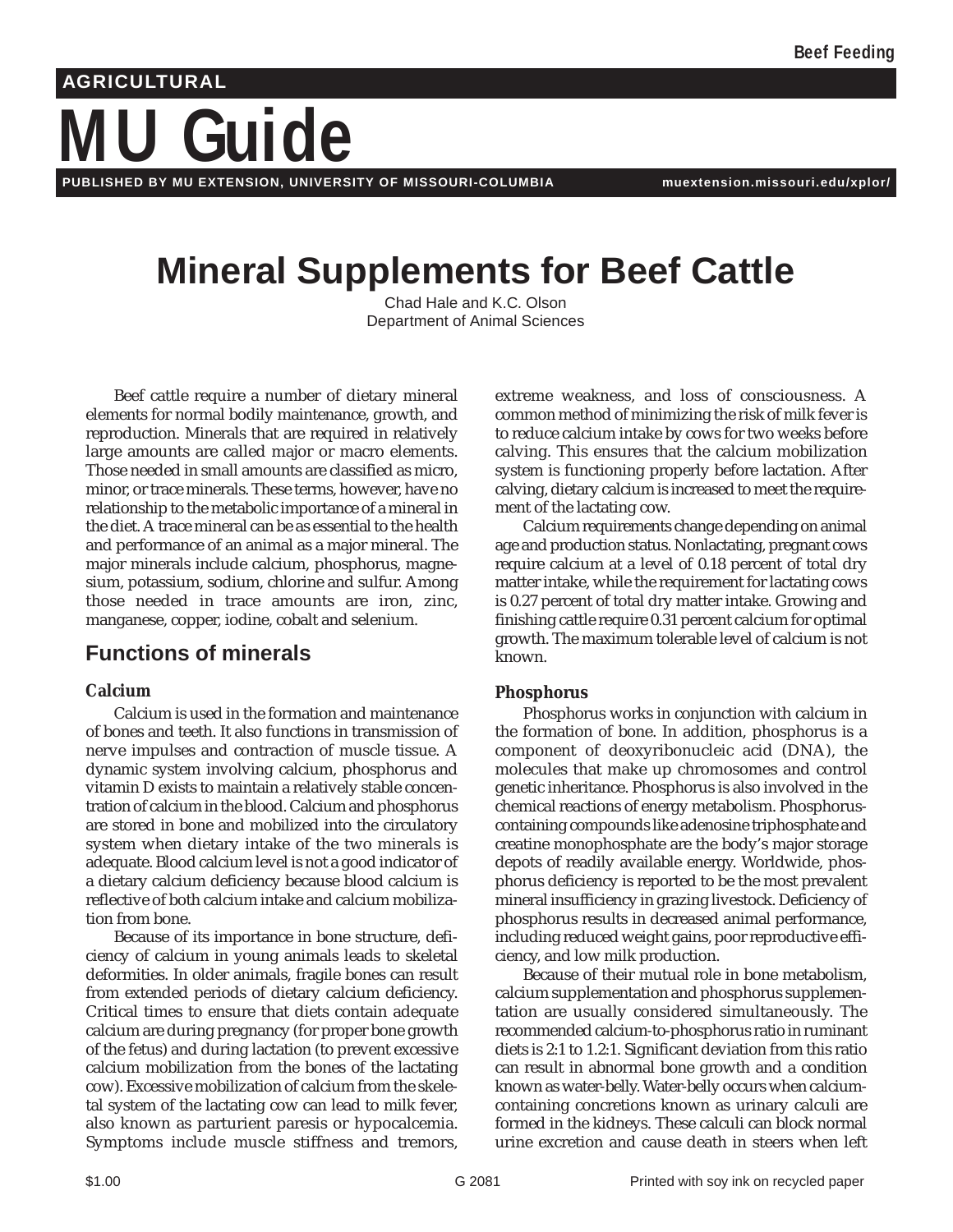# Mineral Supplements for Beef Cattle

Chad Hale and K.C. Olson
Department of Animal Sciences

Beef cattle require a number of dietary mineral elements for normal bodily maintenance, growth, and reproduction. Minerals that are required in relatively large amounts are called major or macro elements. Those needed in small amounts are classified as micro, minor, or trace minerals. These terms, however, have no relationship to the metabolic importance of a mineral in the diet. A trace mineral can be as essential to the health and performance of an animal as a major mineral. The major minerals include calcium, phosphorus, magnesium, potassium, sodium, chlorine and sulfur. Among those needed in trace amounts are iron, zinc, manganese, copper, iodine, cobalt and selenium.

## Functions of minerals

### Calcium

Calcium is used in the formation and maintenance of bones and teeth. It also functions in transmission of nerve impulses and contraction of muscle tissue. A dynamic system involving calcium, phosphorus and vitamin D exists to maintain a relatively stable concentration of calcium in the blood. Calcium and phosphorus are stored in bone and mobilized into the circulatory system when dietary intake of the two minerals is adequate. Blood calcium level is not a good indicator of a dietary calcium deficiency because blood calcium is reflective of both calcium intake and calcium mobilization from bone.

Because of its importance in bone structure, deficiency of calcium in young animals leads to skeletal deformities. In older animals, fragile bones can result from extended periods of dietary calcium deficiency. Critical times to ensure that diets contain adequate calcium are during pregnancy (for proper bone growth of the fetus) and during lactation (to prevent excessive calcium mobilization from the bones of the lactating cow). Excessive mobilization of calcium from the skeletal system of the lactating cow can lead to milk fever, also known as parturient paresis or hypocalcemia. Symptoms include muscle stiffness and tremors, extreme weakness, and loss of consciousness. A common method of minimizing the risk of milk fever is to reduce calcium intake by cows for two weeks before calving. This ensures that the calcium mobilization system is functioning properly before lactation. After calving, dietary calcium is increased to meet the requirement of the lactating cow.

Calcium requirements change depending on animal age and production status. Nonlactating, pregnant cows require calcium at a level of 0.18 percent of total dry matter intake, while the requirement for lactating cows is 0.27 percent of total dry matter intake. Growing and finishing cattle require 0.31 percent calcium for optimal growth. The maximum tolerable level of calcium is not known.

### Phosphorus

Phosphorus works in conjunction with calcium in the formation of bone. In addition, phosphorus is a component of deoxyribonucleic acid (DNA), the molecules that make up chromosomes and control genetic inheritance. Phosphorus is also involved in the chemical reactions of energy metabolism. Phosphorus-containing compounds like adenosine triphosphate and creatine monophosphate are the body's major storage depots of readily available energy. Worldwide, phosphorus deficiency is reported to be the most prevalent mineral insufficiency in grazing livestock. Deficiency of phosphorus results in decreased animal performance, including reduced weight gains, poor reproductive efficiency, and low milk production.

Because of their mutual role in bone metabolism, calcium supplementation and phosphorus supplementation are usually considered simultaneously. The recommended calcium-to-phosphorus ratio in ruminant diets is 2:1 to 1.2:1. Significant deviation from this ratio can result in abnormal bone growth and a condition known as water-belly. Water-belly occurs when calcium-containing concretions known as urinary calculi are formed in the kidneys. These calculi can block normal urine excretion and cause death in steers when left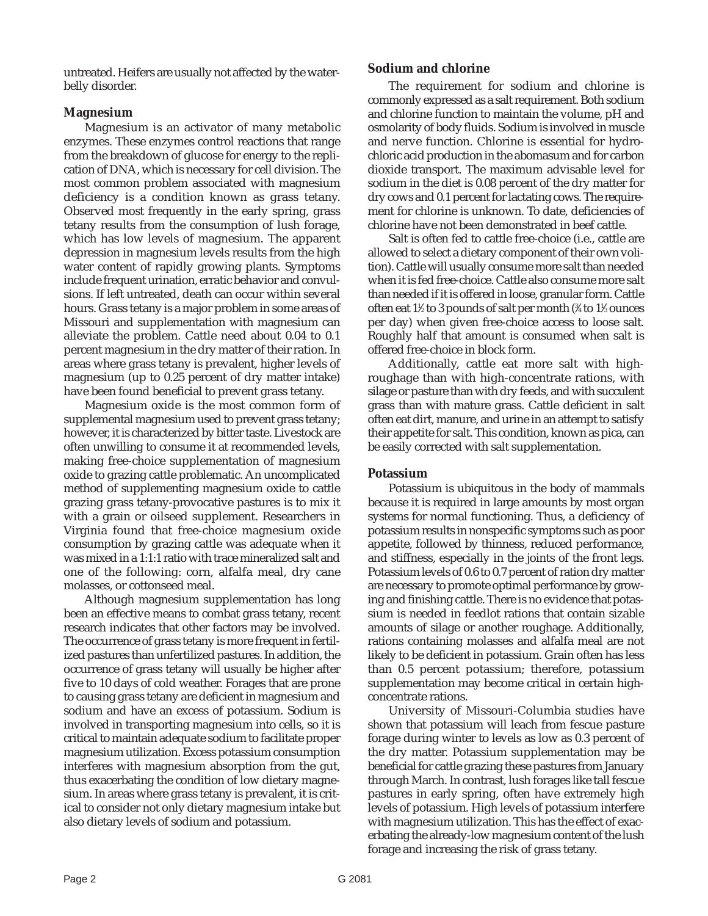untreated. Heifers are usually not affected by the water-belly disorder.

### Magnesium

Magnesium is an activator of many metabolic enzymes. These enzymes control reactions that range from the breakdown of glucose for energy to the replication of DNA, which is necessary for cell division. The most common problem associated with magnesium deficiency is a condition known as grass tetany. Observed most frequently in the early spring, grass tetany results from the consumption of lush forage, which has low levels of magnesium. The apparent depression in magnesium levels results from the high water content of rapidly growing plants. Symptoms include frequent urination, erratic behavior and convulsions. If left untreated, death can occur within several hours. Grass tetany is a major problem in some areas of Missouri and supplementation with magnesium can alleviate the problem. Cattle need about 0.04 to 0.1 percent magnesium in the dry matter of their ration. In areas where grass tetany is prevalent, higher levels of magnesium (up to 0.25 percent of dry matter intake) have been found beneficial to prevent grass tetany.

Magnesium oxide is the most common form of supplemental magnesium used to prevent grass tetany; however, it is characterized by bitter taste. Livestock are often unwilling to consume it at recommended levels, making free-choice supplementation of magnesium oxide to grazing cattle problematic. An uncomplicated method of supplementing magnesium oxide to cattle grazing grass tetany-provocative pastures is to mix it with a grain or oilseed supplement. Researchers in Virginia found that free-choice magnesium oxide consumption by grazing cattle was adequate when it was mixed in a 1:1:1 ratio with trace mineralized salt and one of the following: corn, alfalfa meal, dry cane molasses, or cottonseed meal.

Although magnesium supplementation has long been an effective means to combat grass tetany, recent research indicates that other factors may be involved. The occurrence of grass tetany is more frequent in fertilized pastures than unfertilized pastures. In addition, the occurrence of grass tetany will usually be higher after five to 10 days of cold weather. Forages that are prone to causing grass tetany are deficient in magnesium and sodium and have an excess of potassium. Sodium is involved in transporting magnesium into cells, so it is critical to maintain adequate sodium to facilitate proper magnesium utilization. Excess potassium consumption interferes with magnesium absorption from the gut, thus exacerbating the condition of low dietary magnesium. In areas where grass tetany is prevalent, it is critical to consider not only dietary magnesium intake but also dietary levels of sodium and potassium.

### Sodium and chlorine

The requirement for sodium and chlorine is commonly expressed as a salt requirement. Both sodium and chlorine function to maintain the volume, pH and osmolarity of body fluids. Sodium is involved in muscle and nerve function. Chlorine is essential for hydrochloric acid production in the abomasum and for carbon dioxide transport. The maximum advisable level for sodium in the diet is 0.08 percent of the dry matter for dry cows and 0.1 percent for lactating cows. The requirement for chlorine is unknown. To date, deficiencies of chlorine have not been demonstrated in beef cattle.

Salt is often fed to cattle free-choice (i.e., cattle are allowed to select a dietary component of their own volition). Cattle will usually consume more salt than needed when it is fed free-choice. Cattle also consume more salt than needed if it is offered in loose, granular form. Cattle often eat 1½ to 3 pounds of salt per month (¾ to 1⅓ ounces per day) when given free-choice access to loose salt. Roughly half that amount is consumed when salt is offered free-choice in block form.

Additionally, cattle eat more salt with high-roughage than with high-concentrate rations, with silage or pasture than with dry feeds, and with succulent grass than with mature grass. Cattle deficient in salt often eat dirt, manure, and urine in an attempt to satisfy their appetite for salt. This condition, known as pica, can be easily corrected with salt supplementation.

### Potassium

Potassium is ubiquitous in the body of mammals because it is required in large amounts by most organ systems for normal functioning. Thus, a deficiency of potassium results in nonspecific symptoms such as poor appetite, followed by thinness, reduced performance, and stiffness, especially in the joints of the front legs. Potassium levels of 0.6 to 0.7 percent of ration dry matter are necessary to promote optimal performance by growing and finishing cattle. There is no evidence that potassium is needed in feedlot rations that contain sizable amounts of silage or another roughage. Additionally, rations containing molasses and alfalfa meal are not likely to be deficient in potassium. Grain often has less than 0.5 percent potassium; therefore, potassium supplementation may become critical in certain high-concentrate rations.

University of Missouri-Columbia studies have shown that potassium will leach from fescue pasture forage during winter to levels as low as 0.3 percent of the dry matter. Potassium supplementation may be beneficial for cattle grazing these pastures from January through March. In contrast, lush forages like tall fescue pastures in early spring, often have extremely high levels of potassium. High levels of potassium interfere with magnesium utilization. This has the effect of exacerbating the already-low magnesium content of the lush forage and increasing the risk of grass tetany.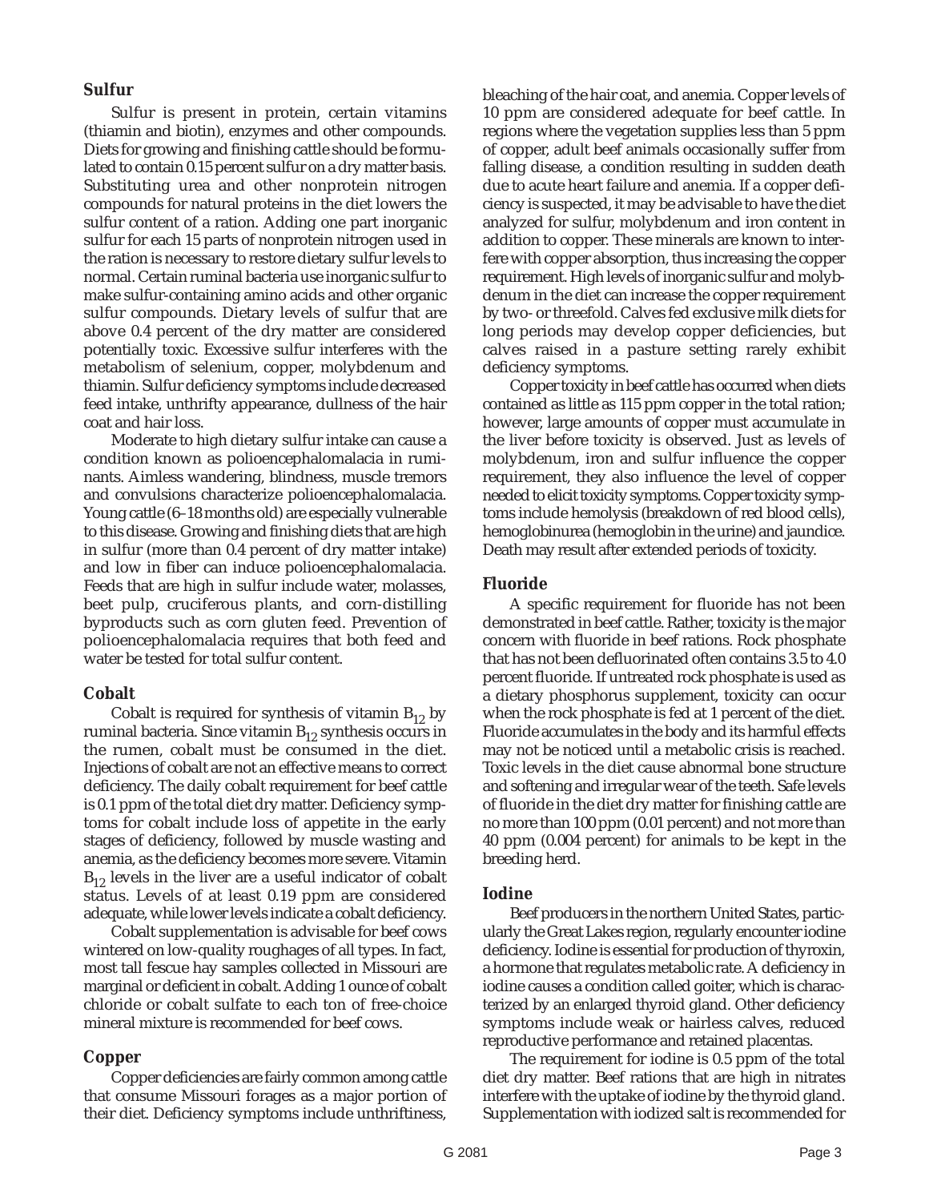## Sulfur

Sulfur is present in protein, certain vitamins (thiamin and biotin), enzymes and other compounds. Diets for growing and finishing cattle should be formulated to contain 0.15 percent sulfur on a dry matter basis. Substituting urea and other nonprotein nitrogen compounds for natural proteins in the diet lowers the sulfur content of a ration. Adding one part inorganic sulfur for each 15 parts of nonprotein nitrogen used in the ration is necessary to restore dietary sulfur levels to normal. Certain ruminal bacteria use inorganic sulfur to make sulfur-containing amino acids and other organic sulfur compounds. Dietary levels of sulfur that are above 0.4 percent of the dry matter are considered potentially toxic. Excessive sulfur interferes with the metabolism of selenium, copper, molybdenum and thiamin. Sulfur deficiency symptoms include decreased feed intake, unthrifty appearance, dullness of the hair coat and hair loss.

Moderate to high dietary sulfur intake can cause a condition known as polioencephalomalacia in ruminants. Aimless wandering, blindness, muscle tremors and convulsions characterize polioencephalomalacia. Young cattle (6–18 months old) are especially vulnerable to this disease. Growing and finishing diets that are high in sulfur (more than 0.4 percent of dry matter intake) and low in fiber can induce polioencephalomalacia. Feeds that are high in sulfur include water, molasses, beet pulp, cruciferous plants, and corn-distilling byproducts such as corn gluten feed. Prevention of polioencephalomalacia requires that both feed and water be tested for total sulfur content.

## Cobalt

Cobalt is required for synthesis of vitamin $B_{12}$ by ruminal bacteria. Since vitamin $B_{12}$ synthesis occurs in the rumen, cobalt must be consumed in the diet. Injections of cobalt are not an effective means to correct deficiency. The daily cobalt requirement for beef cattle is 0.1 ppm of the total diet dry matter. Deficiency symptoms for cobalt include loss of appetite in the early stages of deficiency, followed by muscle wasting and anemia, as the deficiency becomes more severe. Vitamin $B_{12}$ levels in the liver are a useful indicator of cobalt status. Levels of at least 0.19 ppm are considered adequate, while lower levels indicate a cobalt deficiency.

Cobalt supplementation is advisable for beef cows wintered on low-quality roughages of all types. In fact, most tall fescue hay samples collected in Missouri are marginal or deficient in cobalt. Adding 1 ounce of cobalt chloride or cobalt sulfate to each ton of free-choice mineral mixture is recommended for beef cows.

## Copper

Copper deficiencies are fairly common among cattle that consume Missouri forages as a major portion of their diet. Deficiency symptoms include unthriftiness, bleaching of the hair coat, and anemia. Copper levels of 10 ppm are considered adequate for beef cattle. In regions where the vegetation supplies less than 5 ppm of copper, adult beef animals occasionally suffer from falling disease, a condition resulting in sudden death due to acute heart failure and anemia. If a copper deficiency is suspected, it may be advisable to have the diet analyzed for sulfur, molybdenum and iron content in addition to copper. These minerals are known to interfere with copper absorption, thus increasing the copper requirement. High levels of inorganic sulfur and molybdenum in the diet can increase the copper requirement by two- or threefold. Calves fed exclusive milk diets for long periods may develop copper deficiencies, but calves raised in a pasture setting rarely exhibit deficiency symptoms.

Copper toxicity in beef cattle has occurred when diets contained as little as 115 ppm copper in the total ration; however, large amounts of copper must accumulate in the liver before toxicity is observed. Just as levels of molybdenum, iron and sulfur influence the copper requirement, they also influence the level of copper needed to elicit toxicity symptoms. Copper toxicity symptoms include hemolysis (breakdown of red blood cells), hemoglobinurea (hemoglobin in the urine) and jaundice. Death may result after extended periods of toxicity.

## Fluoride

A specific requirement for fluoride has not been demonstrated in beef cattle. Rather, toxicity is the major concern with fluoride in beef rations. Rock phosphate that has not been defluorinated often contains 3.5 to 4.0 percent fluoride. If untreated rock phosphate is used as a dietary phosphorus supplement, toxicity can occur when the rock phosphate is fed at 1 percent of the diet. Fluoride accumulates in the body and its harmful effects may not be noticed until a metabolic crisis is reached. Toxic levels in the diet cause abnormal bone structure and softening and irregular wear of the teeth. Safe levels of fluoride in the diet dry matter for finishing cattle are no more than 100 ppm (0.01 percent) and not more than 40 ppm (0.004 percent) for animals to be kept in the breeding herd.

## Iodine

Beef producers in the northern United States, particularly the Great Lakes region, regularly encounter iodine deficiency. Iodine is essential for production of thyroxin, a hormone that regulates metabolic rate. A deficiency in iodine causes a condition called goiter, which is characterized by an enlarged thyroid gland. Other deficiency symptoms include weak or hairless calves, reduced reproductive performance and retained placentas.

The requirement for iodine is 0.5 ppm of the total diet dry matter. Beef rations that are high in nitrates interfere with the uptake of iodine by the thyroid gland. Supplementation with iodized salt is recommended for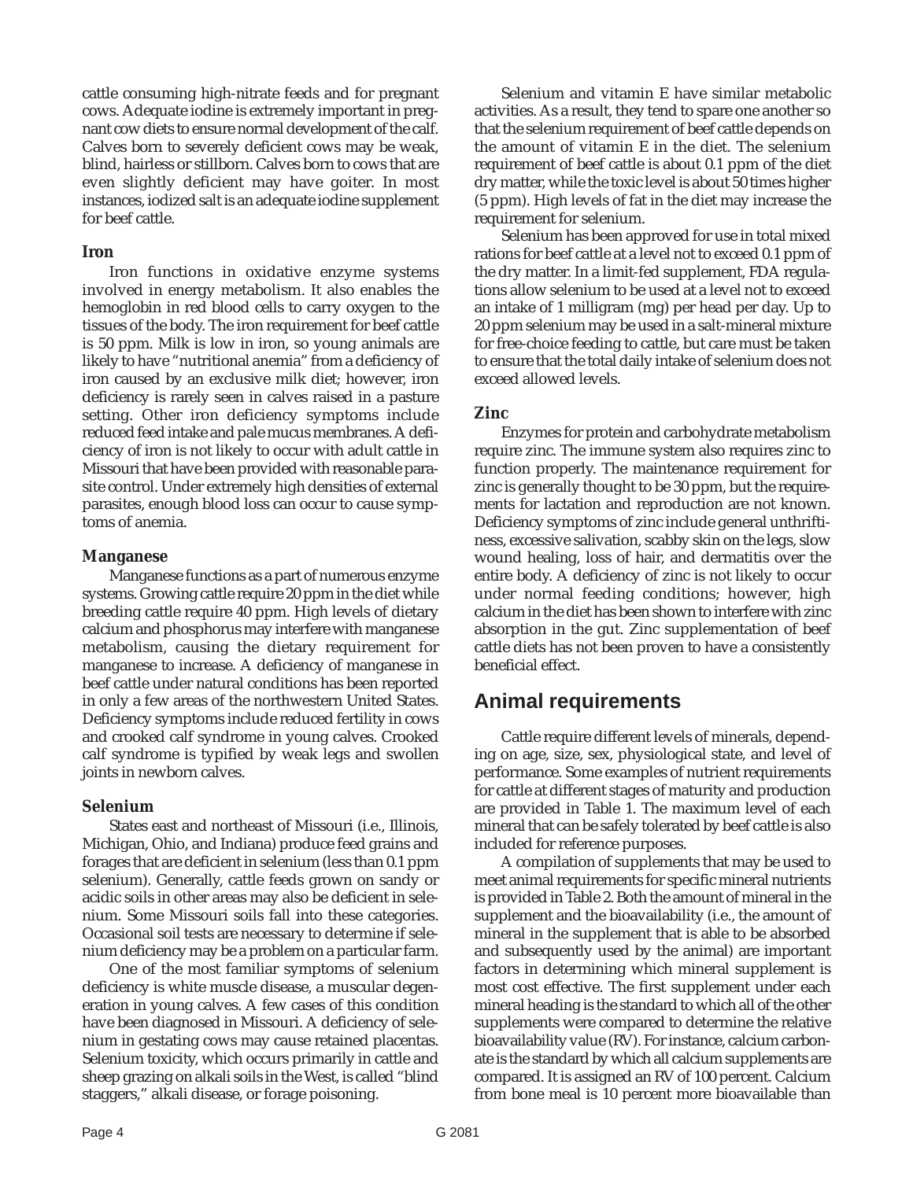cattle consuming high-nitrate feeds and for pregnant cows. Adequate iodine is extremely important in pregnant cow diets to ensure normal development of the calf. Calves born to severely deficient cows may be weak, blind, hairless or stillborn. Calves born to cows that are even slightly deficient may have goiter. In most instances, iodized salt is an adequate iodine supplement for beef cattle.

### Iron

Iron functions in oxidative enzyme systems involved in energy metabolism. It also enables the hemoglobin in red blood cells to carry oxygen to the tissues of the body. The iron requirement for beef cattle is 50 ppm. Milk is low in iron, so young animals are likely to have "nutritional anemia" from a deficiency of iron caused by an exclusive milk diet; however, iron deficiency is rarely seen in calves raised in a pasture setting. Other iron deficiency symptoms include reduced feed intake and pale mucus membranes. A deficiency of iron is not likely to occur with adult cattle in Missouri that have been provided with reasonable parasite control. Under extremely high densities of external parasites, enough blood loss can occur to cause symptoms of anemia.

### Manganese

Manganese functions as a part of numerous enzyme systems. Growing cattle require 20 ppm in the diet while breeding cattle require 40 ppm. High levels of dietary calcium and phosphorus may interfere with manganese metabolism, causing the dietary requirement for manganese to increase. A deficiency of manganese in beef cattle under natural conditions has been reported in only a few areas of the northwestern United States. Deficiency symptoms include reduced fertility in cows and crooked calf syndrome in young calves. Crooked calf syndrome is typified by weak legs and swollen joints in newborn calves.

### Selenium

States east and northeast of Missouri (i.e., Illinois, Michigan, Ohio, and Indiana) produce feed grains and forages that are deficient in selenium (less than 0.1 ppm selenium). Generally, cattle feeds grown on sandy or acidic soils in other areas may also be deficient in selenium. Some Missouri soils fall into these categories. Occasional soil tests are necessary to determine if selenium deficiency may be a problem on a particular farm.

One of the most familiar symptoms of selenium deficiency is white muscle disease, a muscular degeneration in young calves. A few cases of this condition have been diagnosed in Missouri. A deficiency of selenium in gestating cows may cause retained placentas. Selenium toxicity, which occurs primarily in cattle and sheep grazing on alkali soils in the West, is called "blind staggers," alkali disease, or forage poisoning.

Selenium and vitamin E have similar metabolic activities. As a result, they tend to spare one another so that the selenium requirement of beef cattle depends on the amount of vitamin E in the diet. The selenium requirement of beef cattle is about 0.1 ppm of the diet dry matter, while the toxic level is about 50 times higher (5 ppm). High levels of fat in the diet may increase the requirement for selenium.

Selenium has been approved for use in total mixed rations for beef cattle at a level not to exceed 0.1 ppm of the dry matter. In a limit-fed supplement, FDA regulations allow selenium to be used at a level not to exceed an intake of 1 milligram (mg) per head per day. Up to 20 ppm selenium may be used in a salt-mineral mixture for free-choice feeding to cattle, but care must be taken to ensure that the total daily intake of selenium does not exceed allowed levels.

### Zinc

Enzymes for protein and carbohydrate metabolism require zinc. The immune system also requires zinc to function properly. The maintenance requirement for zinc is generally thought to be 30 ppm, but the requirements for lactation and reproduction are not known. Deficiency symptoms of zinc include general unthriftiness, excessive salivation, scabby skin on the legs, slow wound healing, loss of hair, and dermatitis over the entire body. A deficiency of zinc is not likely to occur under normal feeding conditions; however, high calcium in the diet has been shown to interfere with zinc absorption in the gut. Zinc supplementation of beef cattle diets has not been proven to have a consistently beneficial effect.

## Animal requirements

Cattle require different levels of minerals, depending on age, size, sex, physiological state, and level of performance. Some examples of nutrient requirements for cattle at different stages of maturity and production are provided in Table 1. The maximum level of each mineral that can be safely tolerated by beef cattle is also included for reference purposes.

A compilation of supplements that may be used to meet animal requirements for specific mineral nutrients is provided in Table 2. Both the amount of mineral in the supplement and the bioavailability (i.e., the amount of mineral in the supplement that is able to be absorbed and subsequently used by the animal) are important factors in determining which mineral supplement is most cost effective. The first supplement under each mineral heading is the standard to which all of the other supplements were compared to determine the relative bioavailability value (RV). For instance, calcium carbonate is the standard by which all calcium supplements are compared. It is assigned an RV of 100 percent. Calcium from bone meal is 10 percent more bioavailable than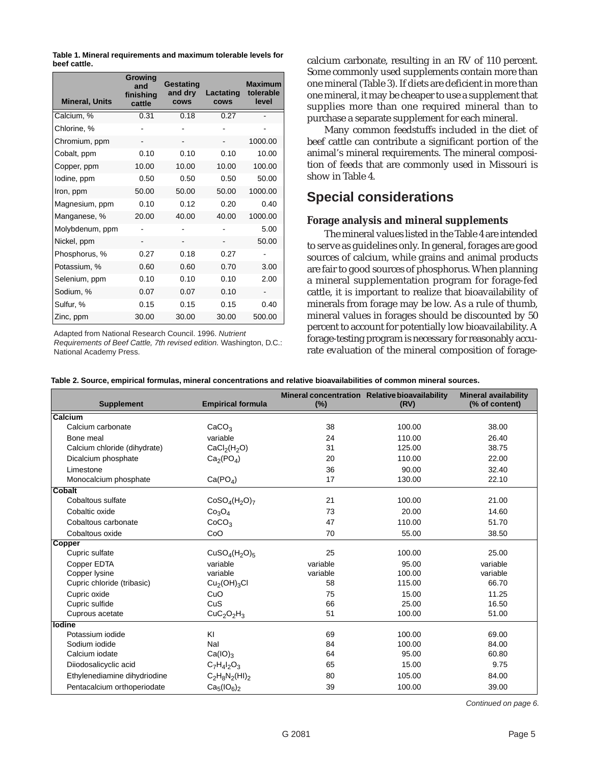**Table 1. Mineral requirements and maximum tolerable levels for beef cattle.**

| Mineral, Units | Growing and finishing cattle | Gestating and dry cows | Lactating cows | Maximum tolerable level |
|---|---|---|---|---|
| Calcium, % | 0.31 | 0.18 | 0.27 | - |
| Chlorine, % | - | - | - | - |
| Chromium, ppm | - | - | - | 1000.00 |
| Cobalt, ppm | 0.10 | 0.10 | 0.10 | 10.00 |
| Copper, ppm | 10.00 | 10.00 | 10.00 | 100.00 |
| Iodine, ppm | 0.50 | 0.50 | 0.50 | 50.00 |
| Iron, ppm | 50.00 | 50.00 | 50.00 | 1000.00 |
| Magnesium, ppm | 0.10 | 0.12 | 0.20 | 0.40 |
| Manganese, % | 20.00 | 40.00 | 40.00 | 1000.00 |
| Molybdenum, ppm | - | - | - | 5.00 |
| Nickel, ppm | - | - | - | 50.00 |
| Phosphorus, % | 0.27 | 0.18 | 0.27 | - |
| Potassium, % | 0.60 | 0.60 | 0.70 | 3.00 |
| Selenium, ppm | 0.10 | 0.10 | 0.10 | 2.00 |
| Sodium, % | 0.07 | 0.07 | 0.10 | - |
| Sulfur, % | 0.15 | 0.15 | 0.15 | 0.40 |
| Zinc, ppm | 30.00 | 30.00 | 30.00 | 500.00 |

Adapted from National Research Council. 1996. *Nutrient Requirements of Beef Cattle, 7th revised edition.* Washington, D.C.: National Academy Press.

calcium carbonate, resulting in an RV of 110 percent. Some commonly used supplements contain more than one mineral (Table 3). If diets are deficient in more than one mineral, it may be cheaper to use a supplement that supplies more than one required mineral than to purchase a separate supplement for each mineral.

Many common feedstuffs included in the diet of beef cattle can contribute a significant portion of the animal's mineral requirements. The mineral composition of feeds that are commonly used in Missouri is show in Table 4.

## Special considerations

### Forage analysis and mineral supplements

The mineral values listed in the Table 4 are intended to serve as guidelines only. In general, forages are good sources of calcium, while grains and animal products are fair to good sources of phosphorus. When planning a mineral supplementation program for forage-fed cattle, it is important to realize that bioavailability of minerals from forage may be low. As a rule of thumb, mineral values in forages should be discounted by 50 percent to account for potentially low bioavailability. A forage-testing program is necessary for reasonably accurate evaluation of the mineral composition of forage-

**Table 2. Source, empirical formulas, mineral concentrations and relative bioavailabilities of common mineral sources.**

| Supplement | Empirical formula | Mineral concentration (%) | Relative bioavailability (RV) | Mineral availability (% of content) |
|---|---|---|---|---|
| **Calcium** | | | | |
| Calcium carbonate | $CaCO_3$ | 38 | 100.00 | 38.00 |
| Bone meal | variable | 24 | 110.00 | 26.40 |
| Calcium chloride (dihydrate) | $CaCl_2(H_2O)$ | 31 | 125.00 | 38.75 |
| Dicalcium phosphate | $Ca_2(PO_4)$ | 20 | 110.00 | 22.00 |
| Limestone | | 36 | 90.00 | 32.40 |
| Monocalcium phosphate | $Ca(PO_4)$ | 17 | 130.00 | 22.10 |
| **Cobalt** | | | | |
| Cobaltous sulfate | $CoSO_4(H_2O)_7$ | 21 | 100.00 | 21.00 |
| Cobaltic oxide | $Co_3O_4$ | 73 | 20.00 | 14.60 |
| Cobaltous carbonate | $CoCO_3$ | 47 | 110.00 | 51.70 |
| Cobaltous oxide | CoO | 70 | 55.00 | 38.50 |
| **Copper** | | | | |
| Cupric sulfate | $CuSO_4(H_2O)_5$ | 25 | 100.00 | 25.00 |
| Copper EDTA | variable | variable | 95.00 | variable |
| Copper lysine | variable | variable | 100.00 | variable |
| Cupric chloride (tribasic) | $Cu_2(OH)_3Cl$ | 58 | 115.00 | 66.70 |
| Cupric oxide | CuO | 75 | 15.00 | 11.25 |
| Cupric sulfide | CuS | 66 | 25.00 | 16.50 |
| Cuprous acetate | $CuC_2O_2H_3$ | 51 | 100.00 | 51.00 |
| **Iodine** | | | | |
| Potassium iodide | KI | 69 | 100.00 | 69.00 |
| Sodium iodide | NaI | 84 | 100.00 | 84.00 |
| Calcium iodate | $Ca(IO)_3$ | 64 | 95.00 | 60.80 |
| Diiodosalicyclic acid | $C_7H_4I_2O_3$ | 65 | 15.00 | 9.75 |
| Ethylenediamine dihydriodine | $C_2H_8N_2(HI)_2$ | 80 | 105.00 | 84.00 |
| Pentacalcium orthoperiodate | $Ca_5(IO_6)_2$ | 39 | 100.00 | 39.00 |

*Continued on page 6.*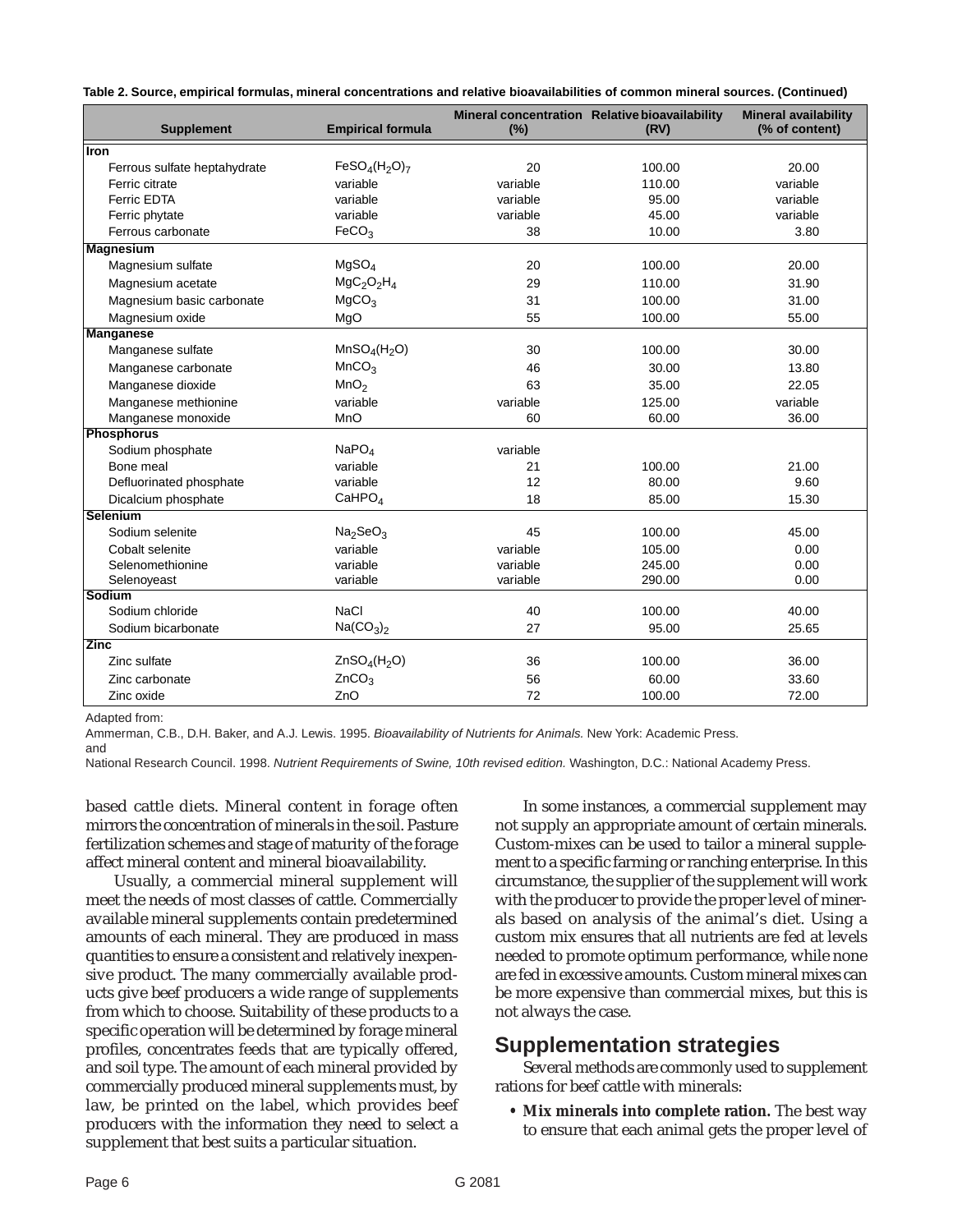**Table 2. Source, empirical formulas, mineral concentrations and relative bioavailabilities of common mineral sources. (Continued)**

| Supplement | Empirical formula | Mineral concentration (%) | Relative bioavailability (RV) | Mineral availability (% of content) |
|---|---|---|---|---|
| **Iron** | | | | |
| Ferrous sulfate heptahydrate | $FeSO_4(H_2O)_7$ | 20 | 100.00 | 20.00 |
| Ferric citrate | variable | variable | 110.00 | variable |
| Ferric EDTA | variable | variable | 95.00 | variable |
| Ferric phytate | variable | variable | 45.00 | variable |
| Ferrous carbonate | $FeCO_3$ | 38 | 10.00 | 3.80 |
| **Magnesium** | | | | |
| Magnesium sulfate | $MgSO_4$ | 20 | 100.00 | 20.00 |
| Magnesium acetate | $MgC_2O_2H_4$ | 29 | 110.00 | 31.90 |
| Magnesium basic carbonate | $MgCO_3$ | 31 | 100.00 | 31.00 |
| Magnesium oxide | MgO | 55 | 100.00 | 55.00 |
| **Manganese** | | | | |
| Manganese sulfate | $MnSO_4(H_2O)$ | 30 | 100.00 | 30.00 |
| Manganese carbonate | $MnCO_3$ | 46 | 30.00 | 13.80 |
| Manganese dioxide | $MnO_2$ | 63 | 35.00 | 22.05 |
| Manganese methionine | variable | variable | 125.00 | variable |
| Manganese monoxide | MnO | 60 | 60.00 | 36.00 |
| **Phosphorus** | | | | |
| Sodium phosphate | $NaPO_4$ | variable | | |
| Bone meal | variable | 21 | 100.00 | 21.00 |
| Defluorinated phosphate | variable | 12 | 80.00 | 9.60 |
| Dicalcium phosphate | $CaHPO_4$ | 18 | 85.00 | 15.30 |
| **Selenium** | | | | |
| Sodium selenite | $Na_2SeO_3$ | 45 | 100.00 | 45.00 |
| Cobalt selenite | variable | variable | 105.00 | 0.00 |
| Selenomethionine | variable | variable | 245.00 | 0.00 |
| Selenoyeast | variable | variable | 290.00 | 0.00 |
| **Sodium** | | | | |
| Sodium chloride | NaCl | 40 | 100.00 | 40.00 |
| Sodium bicarbonate | $Na(CO_3)_2$ | 27 | 95.00 | 25.65 |
| **Zinc** | | | | |
| Zinc sulfate | $ZnSO_4(H_2O)$ | 36 | 100.00 | 36.00 |
| Zinc carbonate | $ZnCO_3$ | 56 | 60.00 | 33.60 |
| Zinc oxide | ZnO | 72 | 100.00 | 72.00 |

Adapted from:

Ammerman, C.B., D.H. Baker, and A.J. Lewis. 1995. *Bioavailability of Nutrients for Animals.* New York: Academic Press.

and

National Research Council. 1998. *Nutrient Requirements of Swine, 10th revised edition.* Washington, D.C.: National Academy Press.

based cattle diets. Mineral content in forage often mirrors the concentration of minerals in the soil. Pasture fertilization schemes and stage of maturity of the forage affect mineral content and mineral bioavailability.

Usually, a commercial mineral supplement will meet the needs of most classes of cattle. Commercially available mineral supplements contain predetermined amounts of each mineral. They are produced in mass quantities to ensure a consistent and relatively inexpensive product. The many commercially available products give beef producers a wide range of supplements from which to choose. Suitability of these products to a specific operation will be determined by forage mineral profiles, concentrates feeds that are typically offered, and soil type. The amount of each mineral provided by commercially produced mineral supplements must, by law, be printed on the label, which provides beef producers with the information they need to select a supplement that best suits a particular situation.

In some instances, a commercial supplement may not supply an appropriate amount of certain minerals. Custom-mixes can be used to tailor a mineral supplement to a specific farming or ranching enterprise. In this circumstance, the supplier of the supplement will work with the producer to provide the proper level of minerals based on analysis of the animal's diet. Using a custom mix ensures that all nutrients are fed at levels needed to promote optimum performance, while none are fed in excessive amounts. Custom mineral mixes can be more expensive than commercial mixes, but this is not always the case.

## Supplementation strategies

Several methods are commonly used to supplement rations for beef cattle with minerals:

- **Mix minerals into complete ration.** The best way to ensure that each animal gets the proper level of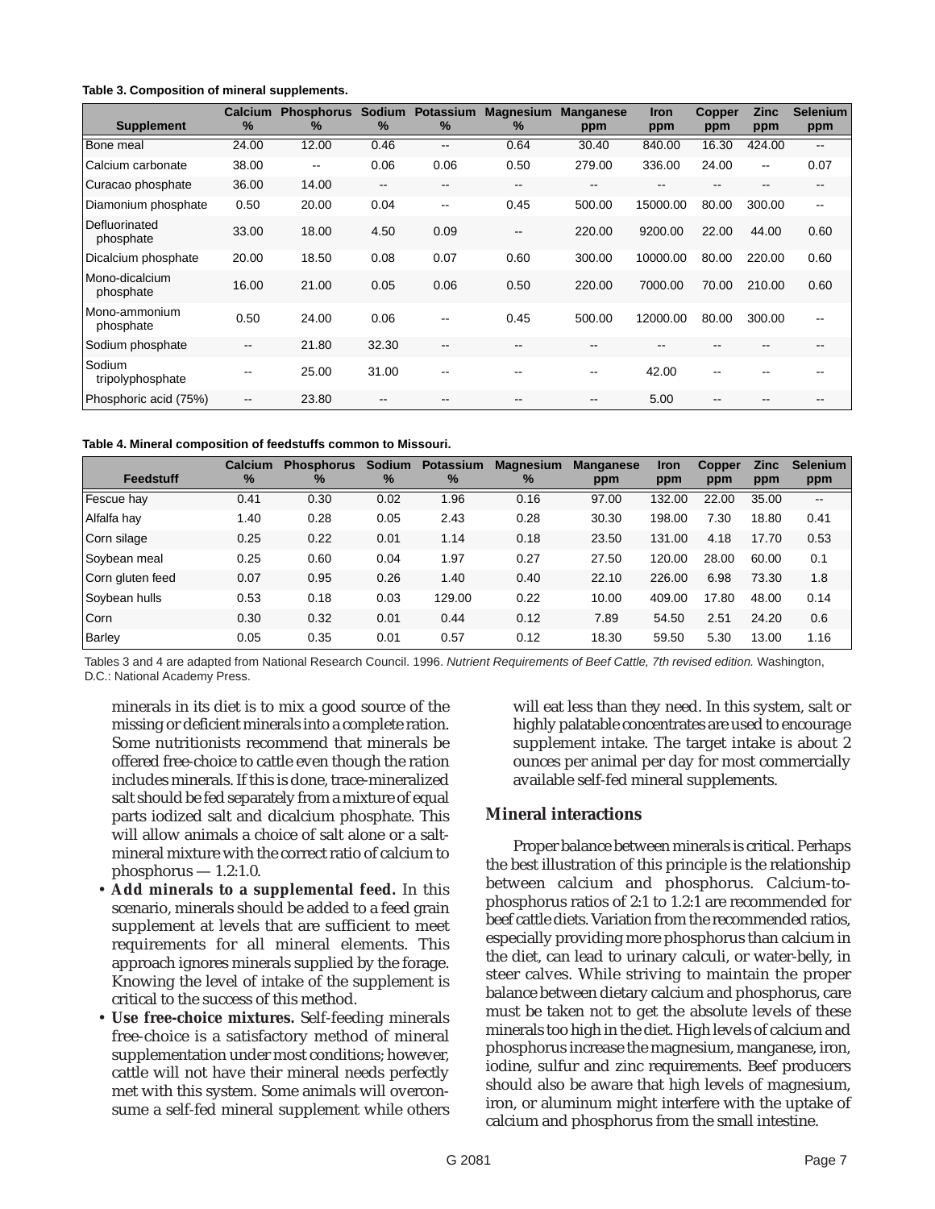**Table 3. Composition of mineral supplements.**

| Supplement | Calcium % | Phosphorus % | Sodium % | Potassium % | Magnesium % | Manganese ppm | Iron ppm | Copper ppm | Zinc ppm | Selenium ppm |
|---|---|---|---|---|---|---|---|---|---|---|
| Bone meal | 24.00 | 12.00 | 0.46 | -- | 0.64 | 30.40 | 840.00 | 16.30 | 424.00 | -- |
| Calcium carbonate | 38.00 | -- | 0.06 | 0.06 | 0.50 | 279.00 | 336.00 | 24.00 | -- | 0.07 |
| Curacao phosphate | 36.00 | 14.00 | -- | -- | -- | -- | -- | -- | -- | -- |
| Diamonium phosphate | 0.50 | 20.00 | 0.04 | -- | 0.45 | 500.00 | 15000.00 | 80.00 | 300.00 | -- |
| Defluorinated phosphate | 33.00 | 18.00 | 4.50 | 0.09 | -- | 220.00 | 9200.00 | 22.00 | 44.00 | 0.60 |
| Dicalcium phosphate | 20.00 | 18.50 | 0.08 | 0.07 | 0.60 | 300.00 | 10000.00 | 80.00 | 220.00 | 0.60 |
| Mono-dicalcium phosphate | 16.00 | 21.00 | 0.05 | 0.06 | 0.50 | 220.00 | 7000.00 | 70.00 | 210.00 | 0.60 |
| Mono-ammonium phosphate | 0.50 | 24.00 | 0.06 | -- | 0.45 | 500.00 | 12000.00 | 80.00 | 300.00 | -- |
| Sodium phosphate | -- | 21.80 | 32.30 | -- | -- | -- | -- | -- | -- | -- |
| Sodium tripolyphosphate | -- | 25.00 | 31.00 | -- | -- | -- | 42.00 | -- | -- | -- |
| Phosphoric acid (75%) | -- | 23.80 | -- | -- | -- | -- | 5.00 | -- | -- | -- |

**Table 4. Mineral composition of feedstuffs common to Missouri.**

| Feedstuff | Calcium % | Phosphorus % | Sodium % | Potassium % | Magnesium % | Manganese ppm | Iron ppm | Copper ppm | Zinc ppm | Selenium ppm |
|---|---|---|---|---|---|---|---|---|---|---|
| Fescue hay | 0.41 | 0.30 | 0.02 | 1.96 | 0.16 | 97.00 | 132.00 | 22.00 | 35.00 | -- |
| Alfalfa hay | 1.40 | 0.28 | 0.05 | 2.43 | 0.28 | 30.30 | 198.00 | 7.30 | 18.80 | 0.41 |
| Corn silage | 0.25 | 0.22 | 0.01 | 1.14 | 0.18 | 23.50 | 131.00 | 4.18 | 17.70 | 0.53 |
| Soybean meal | 0.25 | 0.60 | 0.04 | 1.97 | 0.27 | 27.50 | 120.00 | 28.00 | 60.00 | 0.1 |
| Corn gluten feed | 0.07 | 0.95 | 0.26 | 1.40 | 0.40 | 22.10 | 226.00 | 6.98 | 73.30 | 1.8 |
| Soybean hulls | 0.53 | 0.18 | 0.03 | 129.00 | 0.22 | 10.00 | 409.00 | 17.80 | 48.00 | 0.14 |
| Corn | 0.30 | 0.32 | 0.01 | 0.44 | 0.12 | 7.89 | 54.50 | 2.51 | 24.20 | 0.6 |
| Barley | 0.05 | 0.35 | 0.01 | 0.57 | 0.12 | 18.30 | 59.50 | 5.30 | 13.00 | 1.16 |

Tables 3 and 4 are adapted from National Research Council. 1996. *Nutrient Requirements of Beef Cattle, 7th revised edition.* Washington, D.C.: National Academy Press.

minerals in its diet is to mix a good source of the missing or deficient minerals into a complete ration. Some nutritionists recommend that minerals be offered free-choice to cattle even though the ration includes minerals. If this is done, trace-mineralized salt should be fed separately from a mixture of equal parts iodized salt and dicalcium phosphate. This will allow animals a choice of salt alone or a salt-mineral mixture with the correct ratio of calcium to phosphorus — 1.2:1.0.

- **Add minerals to a supplemental feed.** In this scenario, minerals should be added to a feed grain supplement at levels that are sufficient to meet requirements for all mineral elements. This approach ignores minerals supplied by the forage. Knowing the level of intake of the supplement is critical to the success of this method.
- **Use free-choice mixtures.** Self-feeding minerals free-choice is a satisfactory method of mineral supplementation under most conditions; however, cattle will not have their mineral needs perfectly met with this system. Some animals will overconsume a self-fed mineral supplement while others will eat less than they need. In this system, salt or highly palatable concentrates are used to encourage supplement intake. The target intake is about 2 ounces per animal per day for most commercially available self-fed mineral supplements.

## Mineral interactions

Proper balance between minerals is critical. Perhaps the best illustration of this principle is the relationship between calcium and phosphorus. Calcium-to-phosphorus ratios of 2:1 to 1.2:1 are recommended for beef cattle diets. Variation from the recommended ratios, especially providing more phosphorus than calcium in the diet, can lead to urinary calculi, or water-belly, in steer calves. While striving to maintain the proper balance between dietary calcium and phosphorus, care must be taken not to get the absolute levels of these minerals too high in the diet. High levels of calcium and phosphorus increase the magnesium, manganese, iron, iodine, sulfur and zinc requirements. Beef producers should also be aware that high levels of magnesium, iron, or aluminum might interfere with the uptake of calcium and phosphorus from the small intestine.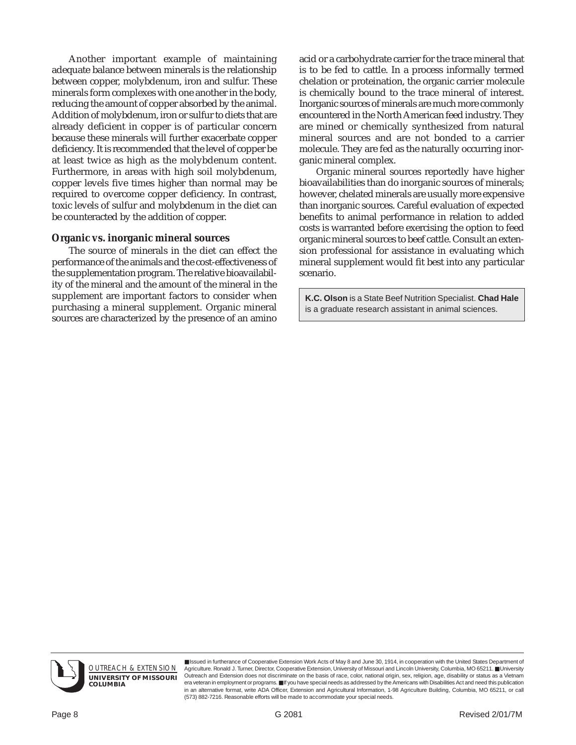Another important example of maintaining adequate balance between minerals is the relationship between copper, molybdenum, iron and sulfur. These minerals form complexes with one another in the body, reducing the amount of copper absorbed by the animal. Addition of molybdenum, iron or sulfur to diets that are already deficient in copper is of particular concern because these minerals will further exacerbate copper deficiency. It is recommended that the level of copper be at least twice as high as the molybdenum content. Furthermore, in areas with high soil molybdenum, copper levels five times higher than normal may be required to overcome copper deficiency. In contrast, toxic levels of sulfur and molybdenum in the diet can be counteracted by the addition of copper.

### Organic vs. inorganic mineral sources

The source of minerals in the diet can effect the performance of the animals and the cost-effectiveness of the supplementation program. The relative bioavailability of the mineral and the amount of the mineral in the supplement are important factors to consider when purchasing a mineral supplement. Organic mineral sources are characterized by the presence of an amino acid or a carbohydrate carrier for the trace mineral that is to be fed to cattle. In a process informally termed chelation or proteination, the organic carrier molecule is chemically bound to the trace mineral of interest. Inorganic sources of minerals are much more commonly encountered in the North American feed industry. They are mined or chemically synthesized from natural mineral sources and are not bonded to a carrier molecule. They are fed as the naturally occurring inorganic mineral complex.

Organic mineral sources reportedly have higher bioavailabilities than do inorganic sources of minerals; however, chelated minerals are usually more expensive than inorganic sources. Careful evaluation of expected benefits to animal performance in relation to added costs is warranted before exercising the option to feed organic mineral sources to beef cattle. Consult an extension professional for assistance in evaluating which mineral supplement would fit best into any particular scenario.

**K.C. Olson** is a State Beef Nutrition Specialist. **Chad Hale** is a graduate research assistant in animal sciences.

OUTREACH & EXTENSION
UNIVERSITY OF MISSOURI
COLUMBIA

■ Issued in furtherance of Cooperative Extension Work Acts of May 8 and June 30, 1914, in cooperation with the United States Department of Agriculture. Ronald J. Turner, Director, Cooperative Extension, University of Missouri and Lincoln University, Columbia, MO 65211. ■ University Outreach and Extension does not discriminate on the basis of race, color, national origin, sex, religion, age, disability or status as a Vietnam era veteran in employment or programs. ■ If you have special needs as addressed by the Americans with Disabilities Act and need this publication in an alternative format, write ADA Officer, Extension and Agricultural Information, 1-98 Agriculture Building, Columbia, MO 65211, or call (573) 882-7216. Reasonable efforts will be made to accommodate your special needs.

G 2081 Revised 2/01/7M